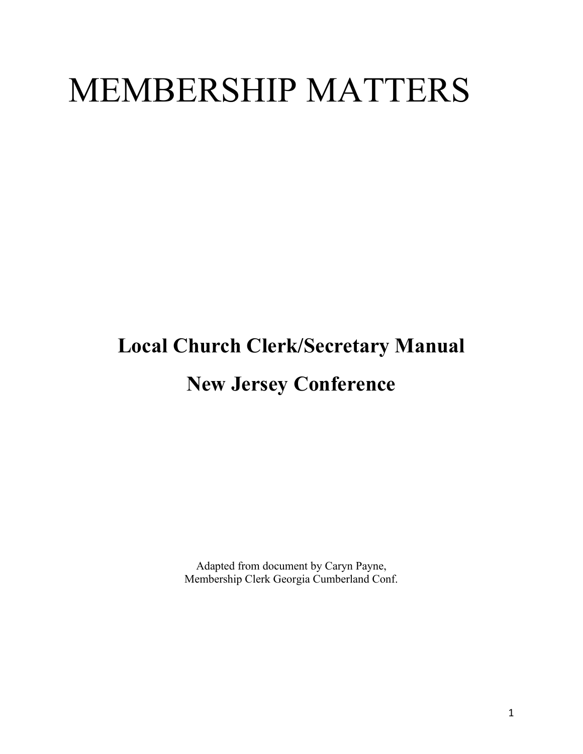# MEMBERSHIP MATTERS

## Local Church Clerk/Secretary Manual

## New Jersey Conference

Adapted from document by Caryn Payne,
Membership Clerk Georgia Cumberland Conf.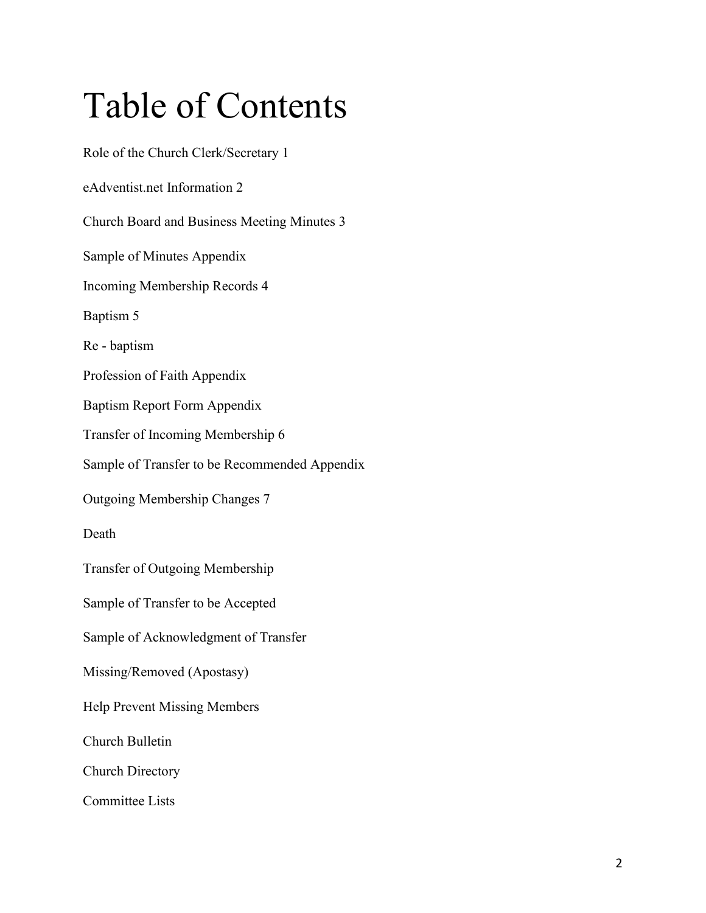# Table of Contents

Role of the Church Clerk/Secretary 1

eAdventist.net Information 2

Church Board and Business Meeting Minutes 3

Sample of Minutes Appendix

Incoming Membership Records 4

Baptism 5

Re - baptism

Profession of Faith Appendix

Baptism Report Form Appendix

Transfer of Incoming Membership 6

Sample of Transfer to be Recommended Appendix

Outgoing Membership Changes 7

Death

Transfer of Outgoing Membership

Sample of Transfer to be Accepted

Sample of Acknowledgment of Transfer

Missing/Removed (Apostasy)

Help Prevent Missing Members

Church Bulletin

Church Directory

Committee Lists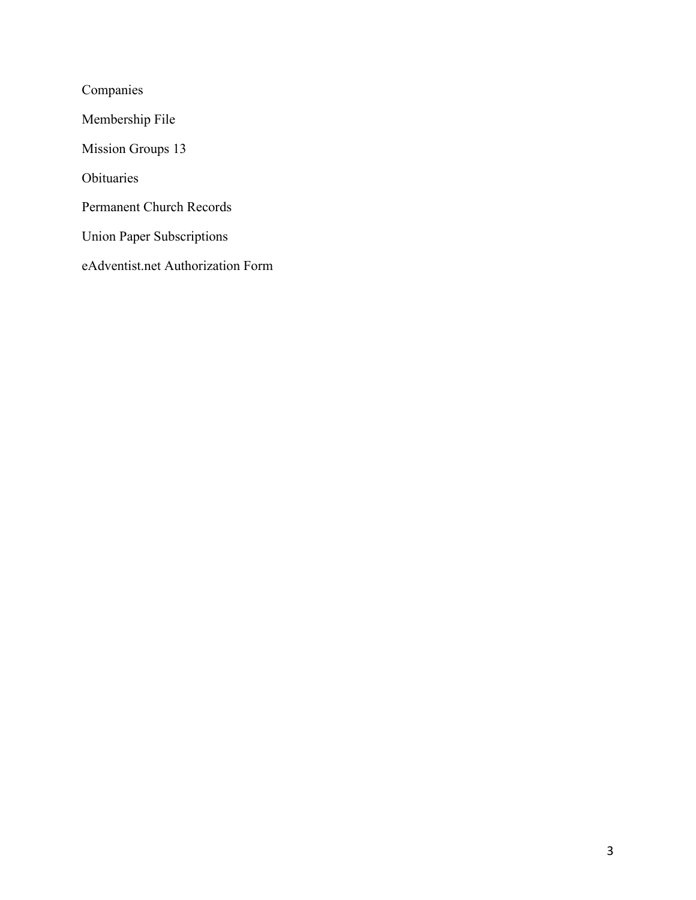Companies

Membership File

Mission Groups 13

Obituaries

Permanent Church Records

Union Paper Subscriptions

eAdventist.net Authorization Form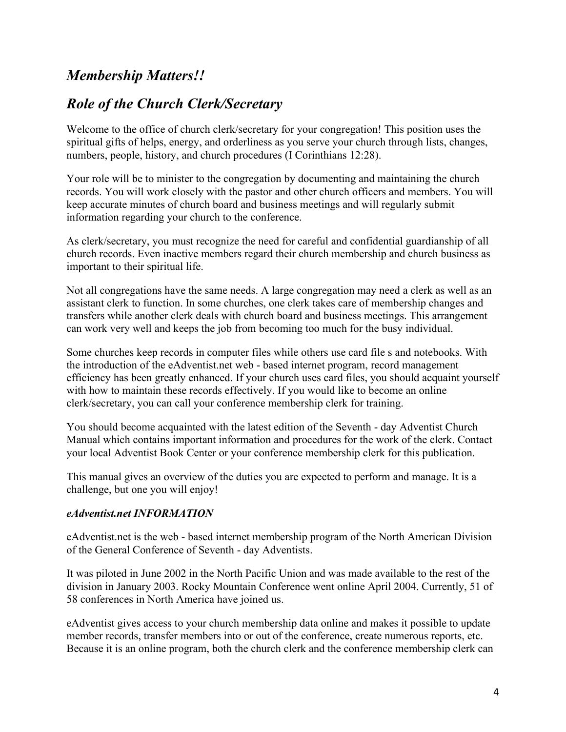## *Membership Matters!!*

## *Role of the Church Clerk/Secretary*

Welcome to the office of church clerk/secretary for your congregation! This position uses the spiritual gifts of helps, energy, and orderliness as you serve your church through lists, changes, numbers, people, history, and church procedures (I Corinthians 12:28).

Your role will be to minister to the congregation by documenting and maintaining the church records. You will work closely with the pastor and other church officers and members. You will keep accurate minutes of church board and business meetings and will regularly submit information regarding your church to the conference.

As clerk/secretary, you must recognize the need for careful and confidential guardianship of all church records. Even inactive members regard their church membership and church business as important to their spiritual life.

Not all congregations have the same needs. A large congregation may need a clerk as well as an assistant clerk to function. In some churches, one clerk takes care of membership changes and transfers while another clerk deals with church board and business meetings. This arrangement can work very well and keeps the job from becoming too much for the busy individual.

Some churches keep records in computer files while others use card file s and notebooks. With the introduction of the eAdventist.net web - based internet program, record management efficiency has been greatly enhanced. If your church uses card files, you should acquaint yourself with how to maintain these records effectively. If you would like to become an online clerk/secretary, you can call your conference membership clerk for training.

You should become acquainted with the latest edition of the Seventh - day Adventist Church Manual which contains important information and procedures for the work of the clerk. Contact your local Adventist Book Center or your conference membership clerk for this publication.

This manual gives an overview of the duties you are expected to perform and manage. It is a challenge, but one you will enjoy!

### *eAdventist.net INFORMATION*

eAdventist.net is the web - based internet membership program of the North American Division of the General Conference of Seventh - day Adventists.

It was piloted in June 2002 in the North Pacific Union and was made available to the rest of the division in January 2003. Rocky Mountain Conference went online April 2004. Currently, 51 of 58 conferences in North America have joined us.

eAdventist gives access to your church membership data online and makes it possible to update member records, transfer members into or out of the conference, create numerous reports, etc. Because it is an online program, both the church clerk and the conference membership clerk can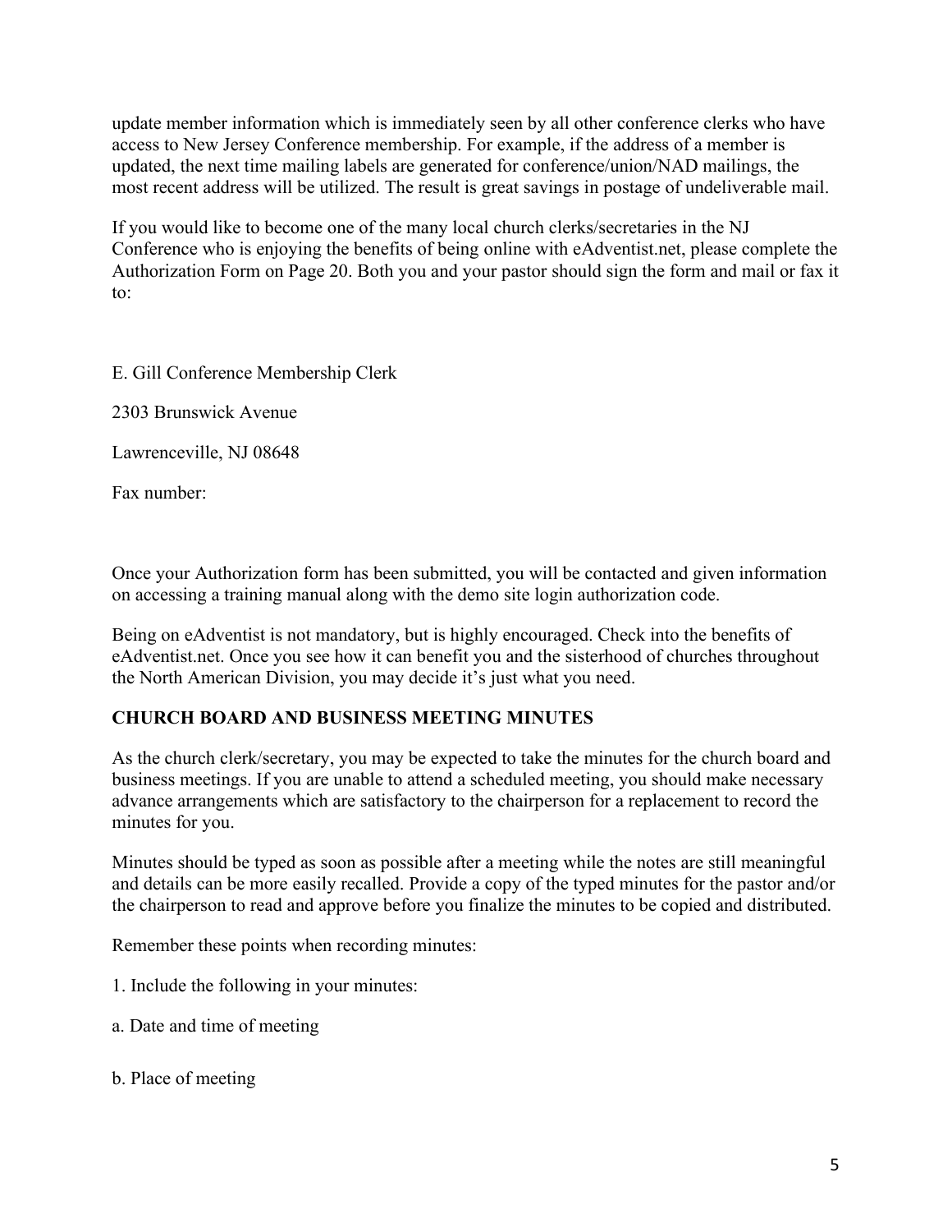update member information which is immediately seen by all other conference clerks who have access to New Jersey Conference membership. For example, if the address of a member is updated, the next time mailing labels are generated for conference/union/NAD mailings, the most recent address will be utilized. The result is great savings in postage of undeliverable mail.

If you would like to become one of the many local church clerks/secretaries in the NJ Conference who is enjoying the benefits of being online with eAdventist.net, please complete the Authorization Form on Page 20. Both you and your pastor should sign the form and mail or fax it to:

E. Gill Conference Membership Clerk

2303 Brunswick Avenue

Lawrenceville, NJ 08648

Fax number:

Once your Authorization form has been submitted, you will be contacted and given information on accessing a training manual along with the demo site login authorization code.

Being on eAdventist is not mandatory, but is highly encouraged. Check into the benefits of eAdventist.net. Once you see how it can benefit you and the sisterhood of churches throughout the North American Division, you may decide it's just what you need.

**CHURCH BOARD AND BUSINESS MEETING MINUTES**

As the church clerk/secretary, you may be expected to take the minutes for the church board and business meetings. If you are unable to attend a scheduled meeting, you should make necessary advance arrangements which are satisfactory to the chairperson for a replacement to record the minutes for you.

Minutes should be typed as soon as possible after a meeting while the notes are still meaningful and details can be more easily recalled. Provide a copy of the typed minutes for the pastor and/or the chairperson to read and approve before you finalize the minutes to be copied and distributed.

Remember these points when recording minutes:

1. Include the following in your minutes:

a. Date and time of meeting

b. Place of meeting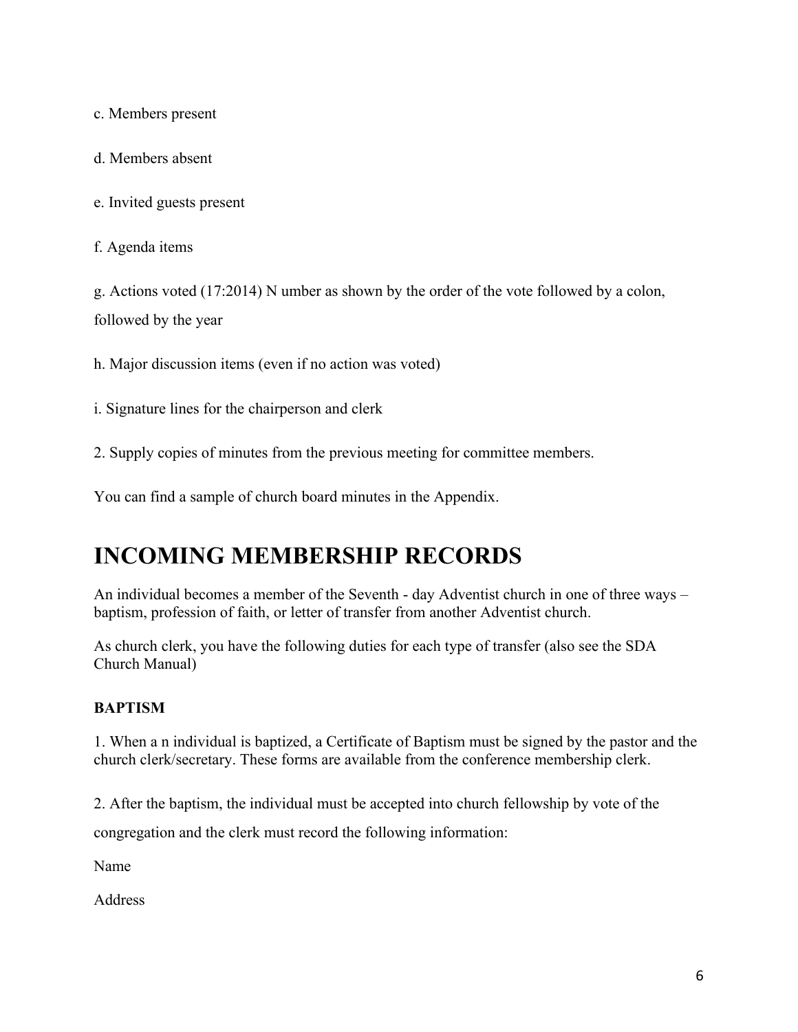c. Members present

d. Members absent

e. Invited guests present

f. Agenda items

g. Actions voted (17:2014) N umber as shown by the order of the vote followed by a colon, followed by the year

h. Major discussion items (even if no action was voted)

i. Signature lines for the chairperson and clerk

2. Supply copies of minutes from the previous meeting for committee members.

You can find a sample of church board minutes in the Appendix.

# INCOMING MEMBERSHIP RECORDS

An individual becomes a member of the Seventh - day Adventist church in one of three ways – baptism, profession of faith, or letter of transfer from another Adventist church.

As church clerk, you have the following duties for each type of transfer (also see the SDA Church Manual)

### BAPTISM

1. When a n individual is baptized, a Certificate of Baptism must be signed by the pastor and the church clerk/secretary. These forms are available from the conference membership clerk.

2. After the baptism, the individual must be accepted into church fellowship by vote of the congregation and the clerk must record the following information:

Name

Address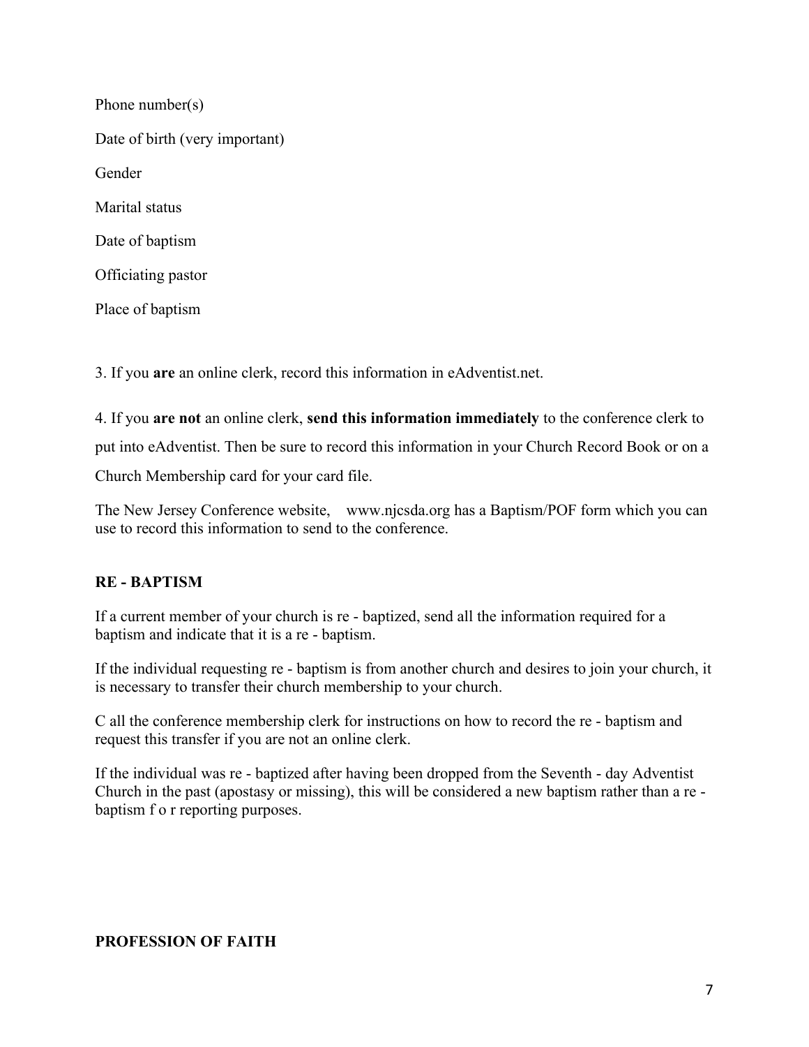Phone number(s)

Date of birth (very important)

Gender

Marital status

Date of baptism

Officiating pastor

Place of baptism

3. If you **are** an online clerk, record this information in eAdventist.net.

4. If you **are not** an online clerk, **send this information immediately** to the conference clerk to put into eAdventist. Then be sure to record this information in your Church Record Book or on a Church Membership card for your card file.

The New Jersey Conference website, www.njcsda.org has a Baptism/POF form which you can use to record this information to send to the conference.

## RE - BAPTISM

If a current member of your church is re - baptized, send all the information required for a baptism and indicate that it is a re - baptism.

If the individual requesting re - baptism is from another church and desires to join your church, it is necessary to transfer their church membership to your church.

C all the conference membership clerk for instructions on how to record the re - baptism and request this transfer if you are not an online clerk.

If the individual was re - baptized after having been dropped from the Seventh - day Adventist Church in the past (apostasy or missing), this will be considered a new baptism rather than a re - baptism f o r reporting purposes.

## PROFESSION OF FAITH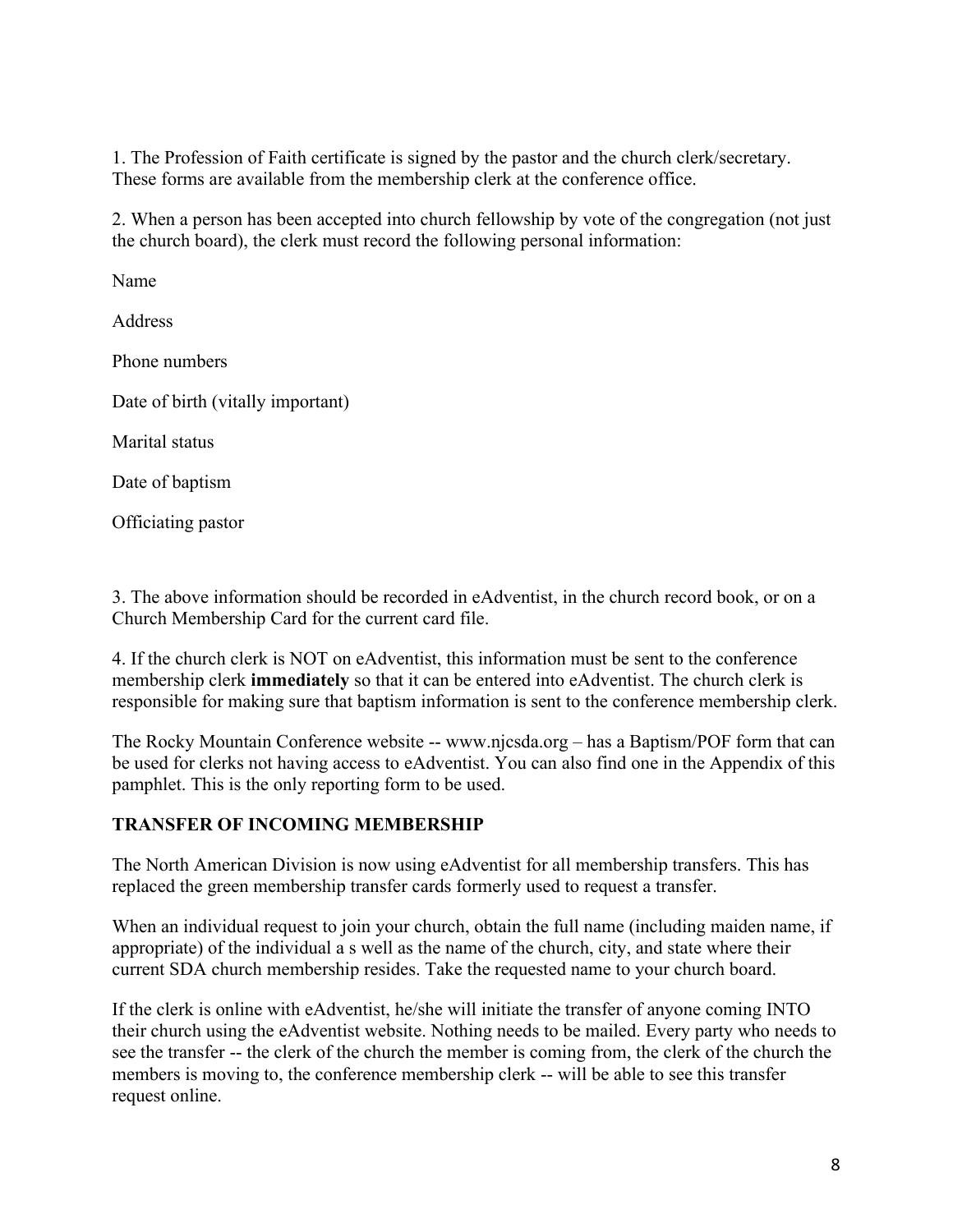1. The Profession of Faith certificate is signed by the pastor and the church clerk/secretary. These forms are available from the membership clerk at the conference office.

2. When a person has been accepted into church fellowship by vote of the congregation (not just the church board), the clerk must record the following personal information:

Name

Address

Phone numbers

Date of birth (vitally important)

Marital status

Date of baptism

Officiating pastor

3. The above information should be recorded in eAdventist, in the church record book, or on a Church Membership Card for the current card file.

4. If the church clerk is NOT on eAdventist, this information must be sent to the conference membership clerk **immediately** so that it can be entered into eAdventist. The church clerk is responsible for making sure that baptism information is sent to the conference membership clerk.

The Rocky Mountain Conference website -- www.njcsda.org – has a Baptism/POF form that can be used for clerks not having access to eAdventist. You can also find one in the Appendix of this pamphlet. This is the only reporting form to be used.

**TRANSFER OF INCOMING MEMBERSHIP**

The North American Division is now using eAdventist for all membership transfers. This has replaced the green membership transfer cards formerly used to request a transfer.

When an individual request to join your church, obtain the full name (including maiden name, if appropriate) of the individual a s well as the name of the church, city, and state where their current SDA church membership resides. Take the requested name to your church board.

If the clerk is online with eAdventist, he/she will initiate the transfer of anyone coming INTO their church using the eAdventist website. Nothing needs to be mailed. Every party who needs to see the transfer -- the clerk of the church the member is coming from, the clerk of the church the members is moving to, the conference membership clerk -- will be able to see this transfer request online.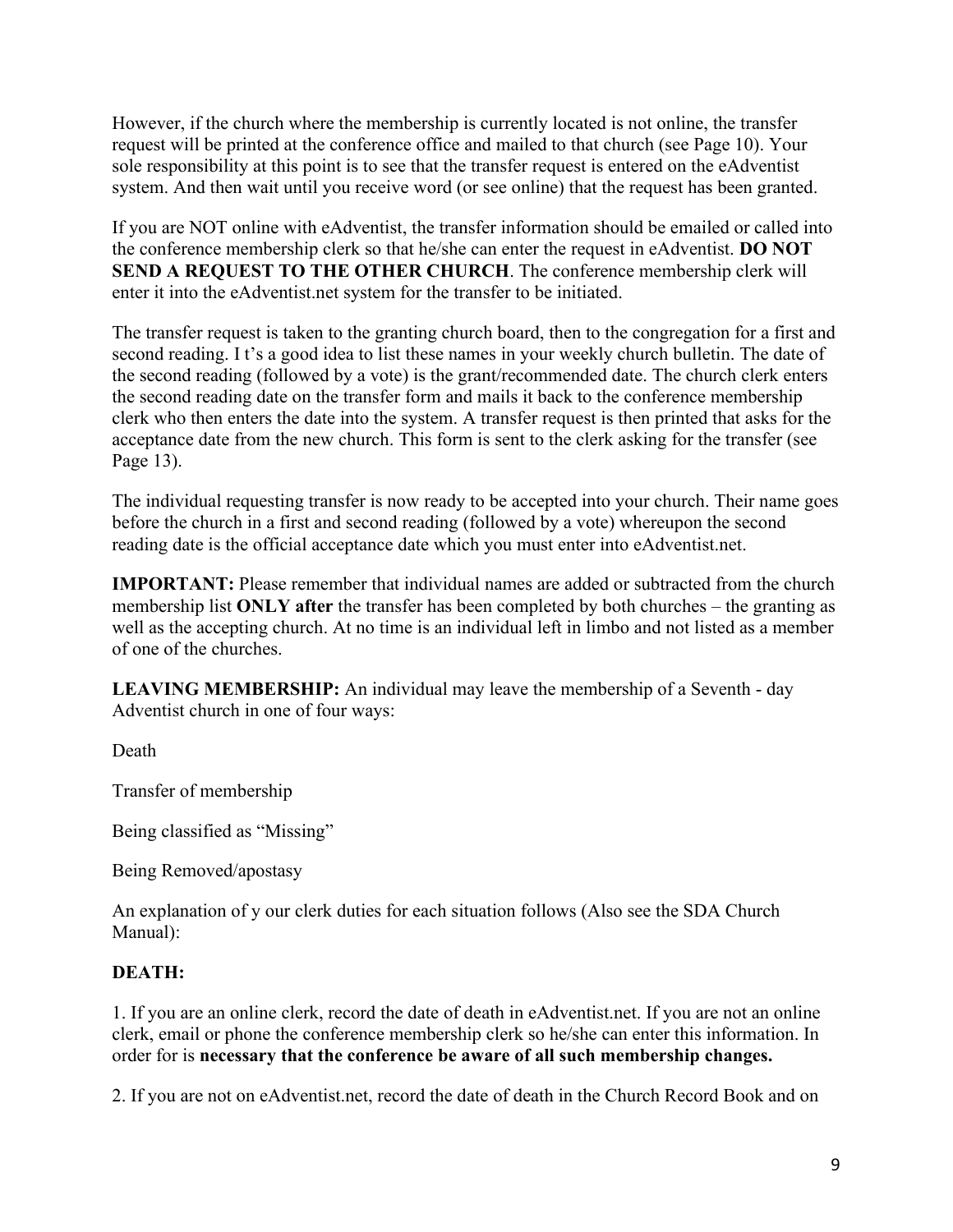However, if the church where the membership is currently located is not online, the transfer request will be printed at the conference office and mailed to that church (see Page 10). Your sole responsibility at this point is to see that the transfer request is entered on the eAdventist system. And then wait until you receive word (or see online) that the request has been granted.

If you are NOT online with eAdventist, the transfer information should be emailed or called into the conference membership clerk so that he/she can enter the request in eAdventist. **DO NOT SEND A REQUEST TO THE OTHER CHURCH**. The conference membership clerk will enter it into the eAdventist.net system for the transfer to be initiated.

The transfer request is taken to the granting church board, then to the congregation for a first and second reading. I t's a good idea to list these names in your weekly church bulletin. The date of the second reading (followed by a vote) is the grant/recommended date. The church clerk enters the second reading date on the transfer form and mails it back to the conference membership clerk who then enters the date into the system. A transfer request is then printed that asks for the acceptance date from the new church. This form is sent to the clerk asking for the transfer (see Page 13).

The individual requesting transfer is now ready to be accepted into your church. Their name goes before the church in a first and second reading (followed by a vote) whereupon the second reading date is the official acceptance date which you must enter into eAdventist.net.

**IMPORTANT:** Please remember that individual names are added or subtracted from the church membership list **ONLY after** the transfer has been completed by both churches – the granting as well as the accepting church. At no time is an individual left in limbo and not listed as a member of one of the churches.

**LEAVING MEMBERSHIP:** An individual may leave the membership of a Seventh - day Adventist church in one of four ways:

Death

Transfer of membership

Being classified as "Missing"

Being Removed/apostasy

An explanation of y our clerk duties for each situation follows (Also see the SDA Church Manual):

**DEATH:**

1. If you are an online clerk, record the date of death in eAdventist.net. If you are not an online clerk, email or phone the conference membership clerk so he/she can enter this information. In order for is **necessary that the conference be aware of all such membership changes.**

2. If you are not on eAdventist.net, record the date of death in the Church Record Book and on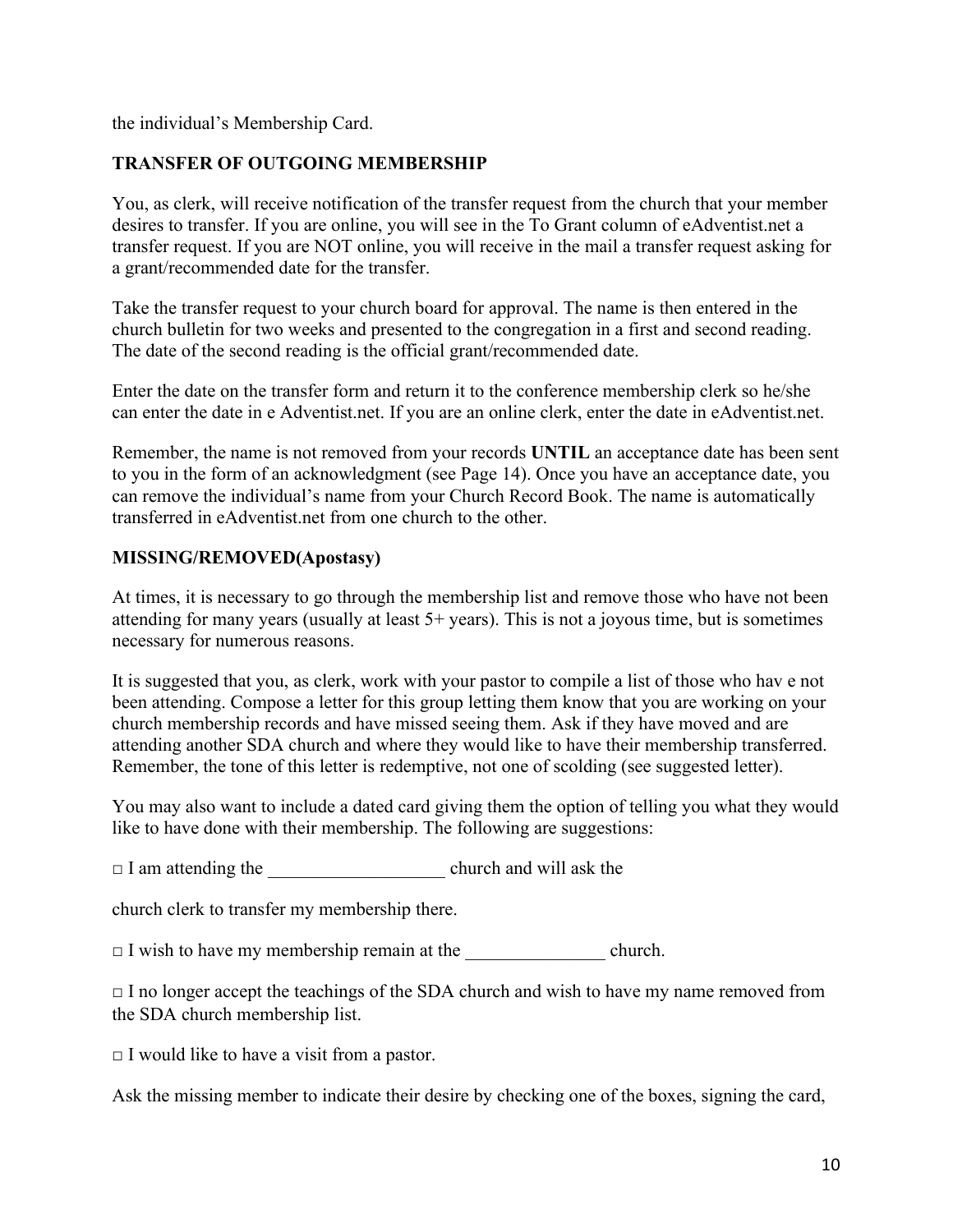the individual's Membership Card.

**TRANSFER OF OUTGOING MEMBERSHIP**

You, as clerk, will receive notification of the transfer request from the church that your member desires to transfer. If you are online, you will see in the To Grant column of eAdventist.net a transfer request. If you are NOT online, you will receive in the mail a transfer request asking for a grant/recommended date for the transfer.

Take the transfer request to your church board for approval. The name is then entered in the church bulletin for two weeks and presented to the congregation in a first and second reading. The date of the second reading is the official grant/recommended date.

Enter the date on the transfer form and return it to the conference membership clerk so he/she can enter the date in e Adventist.net. If you are an online clerk, enter the date in eAdventist.net.

Remember, the name is not removed from your records **UNTIL** an acceptance date has been sent to you in the form of an acknowledgment (see Page 14). Once you have an acceptance date, you can remove the individual's name from your Church Record Book. The name is automatically transferred in eAdventist.net from one church to the other.

**MISSING/REMOVED(Apostasy)**

At times, it is necessary to go through the membership list and remove those who have not been attending for many years (usually at least 5+ years). This is not a joyous time, but is sometimes necessary for numerous reasons.

It is suggested that you, as clerk, work with your pastor to compile a list of those who hav e not been attending. Compose a letter for this group letting them know that you are working on your church membership records and have missed seeing them. Ask if they have moved and are attending another SDA church and where they would like to have their membership transferred. Remember, the tone of this letter is redemptive, not one of scolding (see suggested letter).

You may also want to include a dated card giving them the option of telling you what they would like to have done with their membership. The following are suggestions:

□ I am attending the ___________________ church and will ask the

church clerk to transfer my membership there.

□ I wish to have my membership remain at the _______________ church.

□ I no longer accept the teachings of the SDA church and wish to have my name removed from the SDA church membership list.

□ I would like to have a visit from a pastor.

Ask the missing member to indicate their desire by checking one of the boxes, signing the card,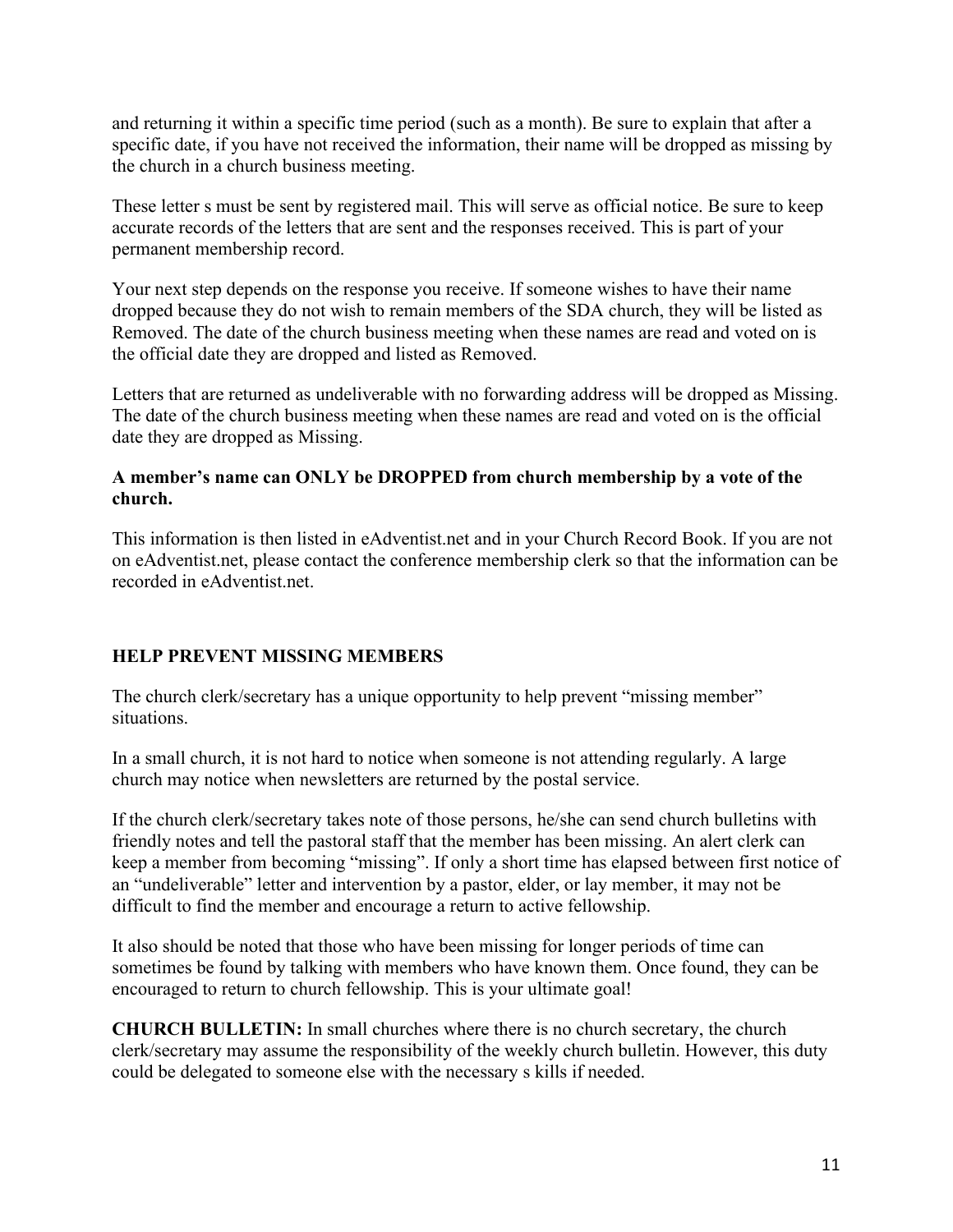and returning it within a specific time period (such as a month). Be sure to explain that after a specific date, if you have not received the information, their name will be dropped as missing by the church in a church business meeting.

These letter s must be sent by registered mail. This will serve as official notice. Be sure to keep accurate records of the letters that are sent and the responses received. This is part of your permanent membership record.

Your next step depends on the response you receive. If someone wishes to have their name dropped because they do not wish to remain members of the SDA church, they will be listed as Removed. The date of the church business meeting when these names are read and voted on is the official date they are dropped and listed as Removed.

Letters that are returned as undeliverable with no forwarding address will be dropped as Missing. The date of the church business meeting when these names are read and voted on is the official date they are dropped as Missing.

**A member's name can ONLY be DROPPED from church membership by a vote of the church.**

This information is then listed in eAdventist.net and in your Church Record Book. If you are not on eAdventist.net, please contact the conference membership clerk so that the information can be recorded in eAdventist.net.

## HELP PREVENT MISSING MEMBERS

The church clerk/secretary has a unique opportunity to help prevent "missing member" situations.

In a small church, it is not hard to notice when someone is not attending regularly. A large church may notice when newsletters are returned by the postal service.

If the church clerk/secretary takes note of those persons, he/she can send church bulletins with friendly notes and tell the pastoral staff that the member has been missing. An alert clerk can keep a member from becoming "missing". If only a short time has elapsed between first notice of an "undeliverable" letter and intervention by a pastor, elder, or lay member, it may not be difficult to find the member and encourage a return to active fellowship.

It also should be noted that those who have been missing for longer periods of time can sometimes be found by talking with members who have known them. Once found, they can be encouraged to return to church fellowship. This is your ultimate goal!

**CHURCH BULLETIN:** In small churches where there is no church secretary, the church clerk/secretary may assume the responsibility of the weekly church bulletin. However, this duty could be delegated to someone else with the necessary s kills if needed.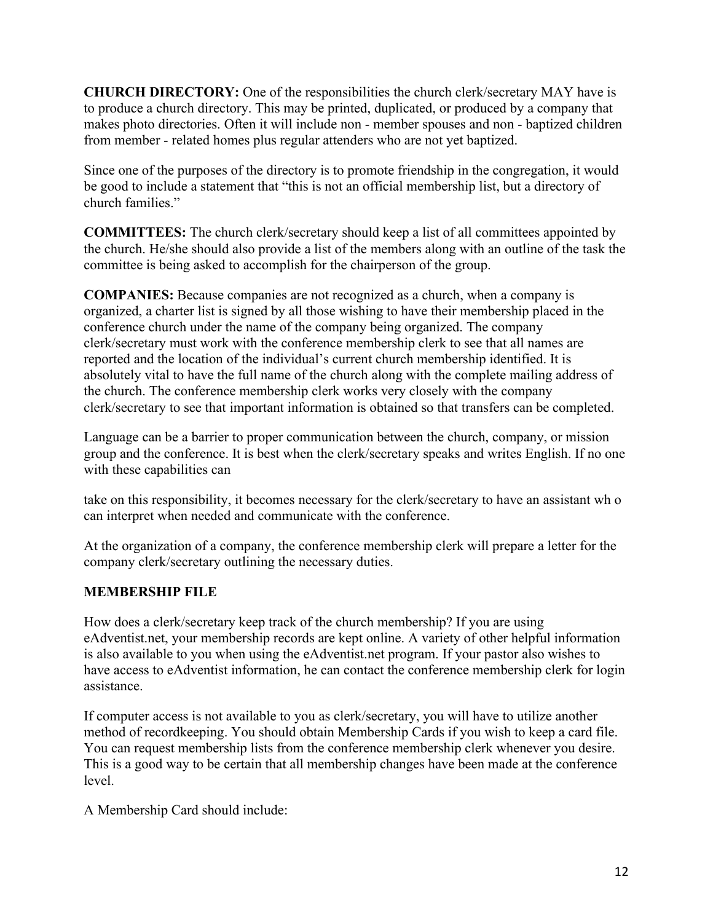**CHURCH DIRECTORY:** One of the responsibilities the church clerk/secretary MAY have is to produce a church directory. This may be printed, duplicated, or produced by a company that makes photo directories. Often it will include non - member spouses and non - baptized children from member - related homes plus regular attenders who are not yet baptized.

Since one of the purposes of the directory is to promote friendship in the congregation, it would be good to include a statement that "this is not an official membership list, but a directory of church families."

**COMMITTEES:** The church clerk/secretary should keep a list of all committees appointed by the church. He/she should also provide a list of the members along with an outline of the task the committee is being asked to accomplish for the chairperson of the group.

**COMPANIES:** Because companies are not recognized as a church, when a company is organized, a charter list is signed by all those wishing to have their membership placed in the conference church under the name of the company being organized. The company clerk/secretary must work with the conference membership clerk to see that all names are reported and the location of the individual's current church membership identified. It is absolutely vital to have the full name of the church along with the complete mailing address of the church. The conference membership clerk works very closely with the company clerk/secretary to see that important information is obtained so that transfers can be completed.

Language can be a barrier to proper communication between the church, company, or mission group and the conference. It is best when the clerk/secretary speaks and writes English. If no one with these capabilities can

take on this responsibility, it becomes necessary for the clerk/secretary to have an assistant wh o can interpret when needed and communicate with the conference.

At the organization of a company, the conference membership clerk will prepare a letter for the company clerk/secretary outlining the necessary duties.

### MEMBERSHIP FILE

How does a clerk/secretary keep track of the church membership? If you are using eAdventist.net, your membership records are kept online. A variety of other helpful information is also available to you when using the eAdventist.net program. If your pastor also wishes to have access to eAdventist information, he can contact the conference membership clerk for login assistance.

If computer access is not available to you as clerk/secretary, you will have to utilize another method of recordkeeping. You should obtain Membership Cards if you wish to keep a card file. You can request membership lists from the conference membership clerk whenever you desire. This is a good way to be certain that all membership changes have been made at the conference level.

A Membership Card should include: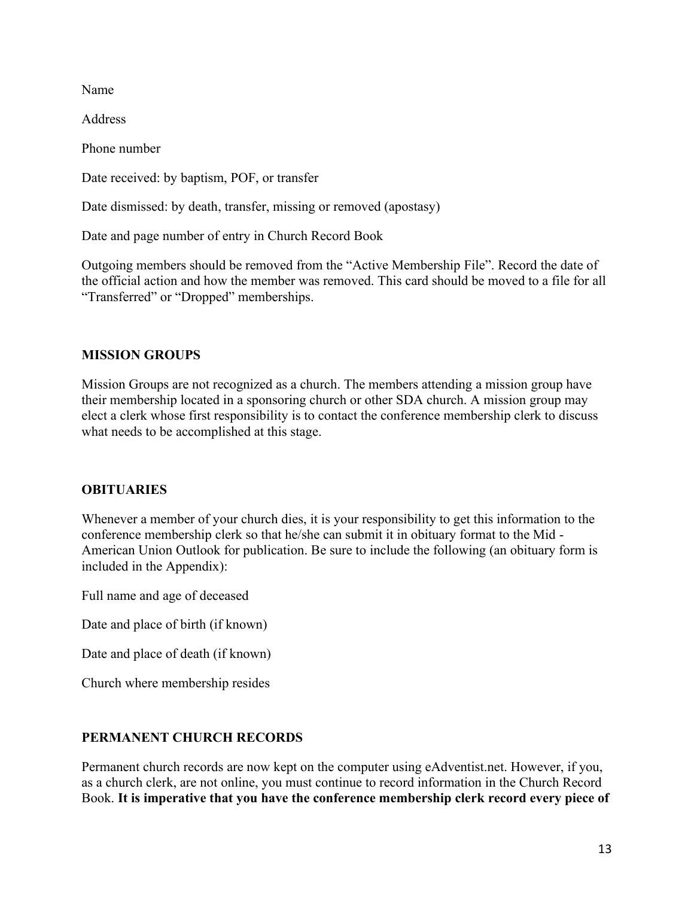Name

Address

Phone number

Date received: by baptism, POF, or transfer

Date dismissed: by death, transfer, missing or removed (apostasy)

Date and page number of entry in Church Record Book

Outgoing members should be removed from the “Active Membership File”. Record the date of the official action and how the member was removed. This card should be moved to a file for all “Transferred” or “Dropped” memberships.

### MISSION GROUPS

Mission Groups are not recognized as a church. The members attending a mission group have their membership located in a sponsoring church or other SDA church. A mission group may elect a clerk whose first responsibility is to contact the conference membership clerk to discuss what needs to be accomplished at this stage.

### OBITUARIES

Whenever a member of your church dies, it is your responsibility to get this information to the conference membership clerk so that he/she can submit it in obituary format to the Mid - American Union Outlook for publication. Be sure to include the following (an obituary form is included in the Appendix):

Full name and age of deceased

Date and place of birth (if known)

Date and place of death (if known)

Church where membership resides

### PERMANENT CHURCH RECORDS

Permanent church records are now kept on the computer using eAdventist.net. However, if you, as a church clerk, are not online, you must continue to record information in the Church Record Book. **It is imperative that you have the conference membership clerk record every piece of**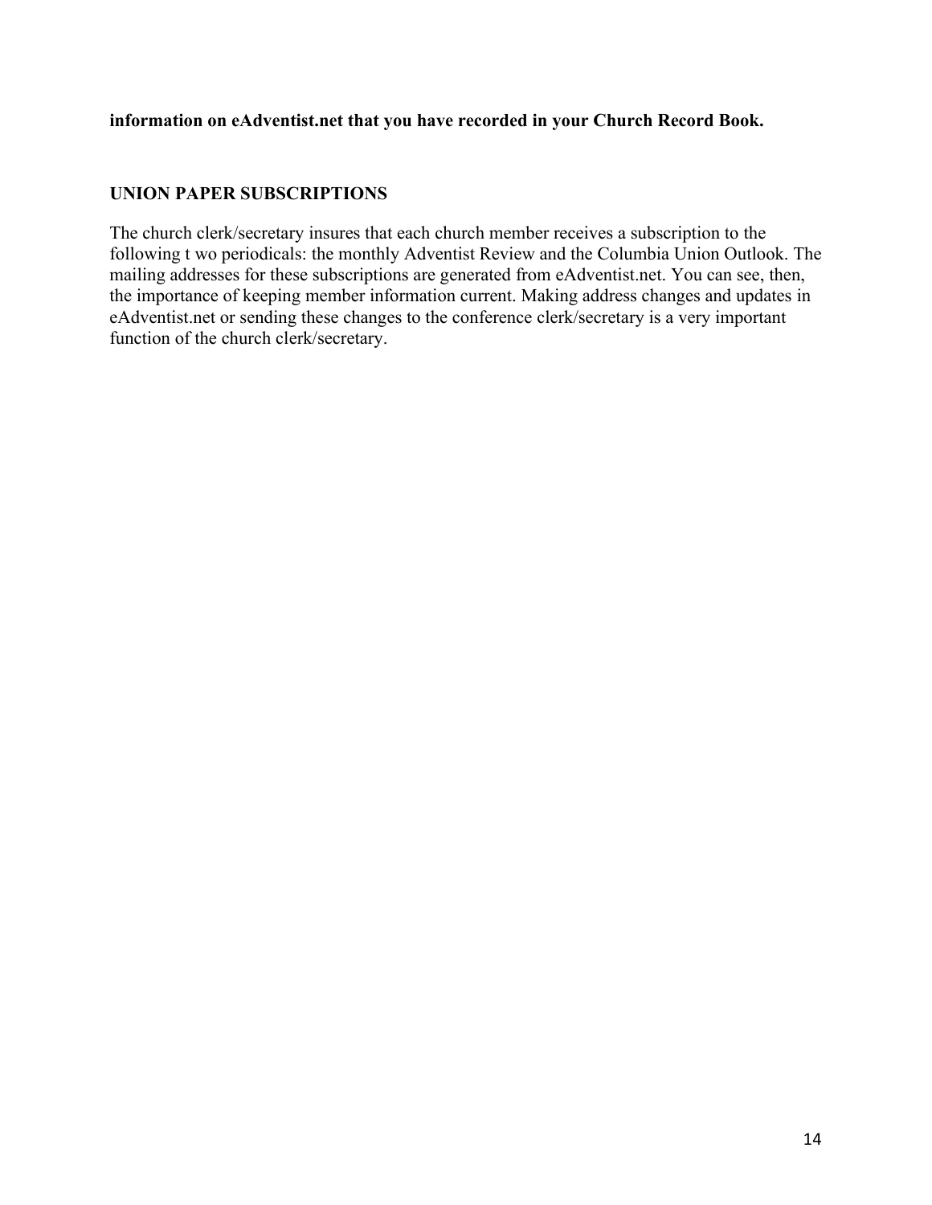**information on eAdventist.net that you have recorded in your Church Record Book.**

## UNION PAPER SUBSCRIPTIONS

The church clerk/secretary insures that each church member receives a subscription to the following t wo periodicals: the monthly Adventist Review and the Columbia Union Outlook. The mailing addresses for these subscriptions are generated from eAdventist.net. You can see, then, the importance of keeping member information current. Making address changes and updates in eAdventist.net or sending these changes to the conference clerk/secretary is a very important function of the church clerk/secretary.